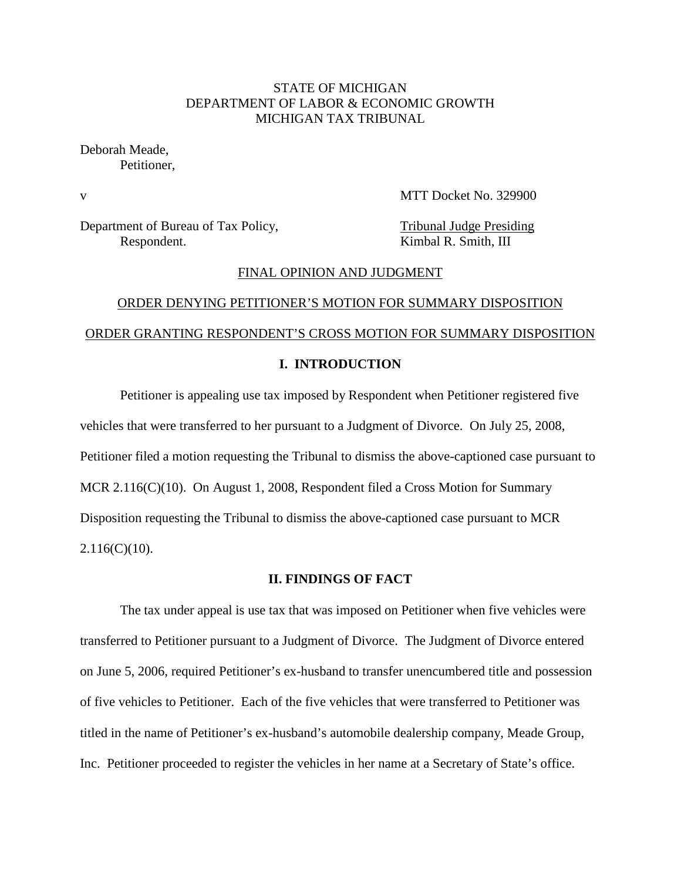STATE OF MICHIGAN
DEPARTMENT OF LABOR & ECONOMIC GROWTH
MICHIGAN TAX TRIBUNAL

Deborah Meade,
Petitioner,

v MTT Docket No. 329900

Department of Bureau of Tax Policy,
Respondent.

Tribunal Judge Presiding
Kimbal R. Smith, III

FINAL OPINION AND JUDGMENT

ORDER DENYING PETITIONER'S MOTION FOR SUMMARY DISPOSITION

ORDER GRANTING RESPONDENT'S CROSS MOTION FOR SUMMARY DISPOSITION

## I. INTRODUCTION

Petitioner is appealing use tax imposed by Respondent when Petitioner registered five vehicles that were transferred to her pursuant to a Judgment of Divorce. On July 25, 2008, Petitioner filed a motion requesting the Tribunal to dismiss the above-captioned case pursuant to MCR 2.116(C)(10). On August 1, 2008, Respondent filed a Cross Motion for Summary Disposition requesting the Tribunal to dismiss the above-captioned case pursuant to MCR 2.116(C)(10).

## II. FINDINGS OF FACT

The tax under appeal is use tax that was imposed on Petitioner when five vehicles were transferred to Petitioner pursuant to a Judgment of Divorce. The Judgment of Divorce entered on June 5, 2006, required Petitioner's ex-husband to transfer unencumbered title and possession of five vehicles to Petitioner. Each of the five vehicles that were transferred to Petitioner was titled in the name of Petitioner's ex-husband's automobile dealership company, Meade Group, Inc. Petitioner proceeded to register the vehicles in her name at a Secretary of State's office.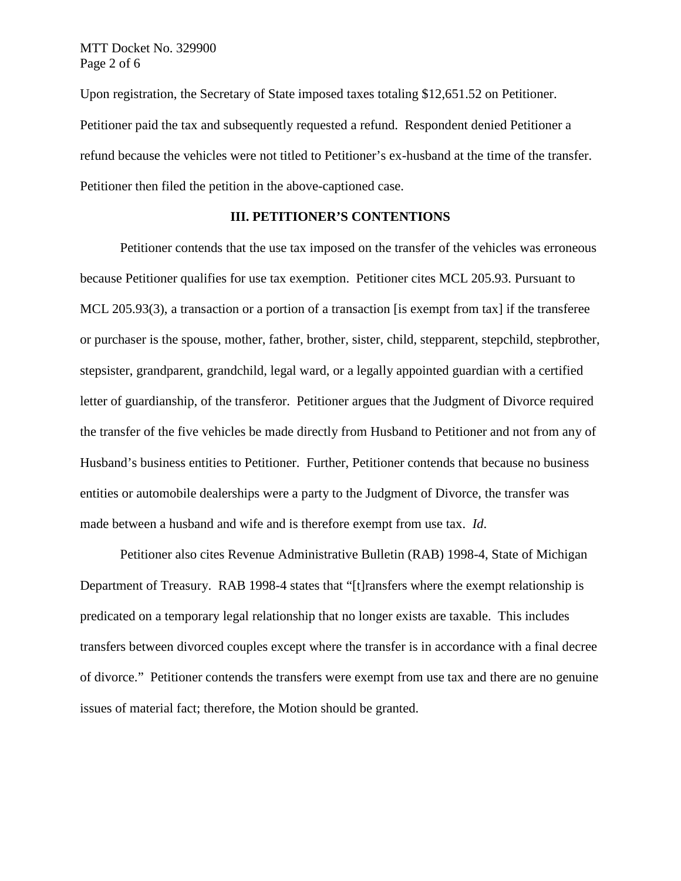Upon registration, the Secretary of State imposed taxes totaling $12,651.52 on Petitioner. Petitioner paid the tax and subsequently requested a refund. Respondent denied Petitioner a refund because the vehicles were not titled to Petitioner's ex-husband at the time of the transfer. Petitioner then filed the petition in the above-captioned case.

## III. PETITIONER'S CONTENTIONS

Petitioner contends that the use tax imposed on the transfer of the vehicles was erroneous because Petitioner qualifies for use tax exemption. Petitioner cites MCL 205.93. Pursuant to MCL 205.93(3), a transaction or a portion of a transaction [is exempt from tax] if the transferee or purchaser is the spouse, mother, father, brother, sister, child, stepparent, stepchild, stepbrother, stepsister, grandparent, grandchild, legal ward, or a legally appointed guardian with a certified letter of guardianship, of the transferor. Petitioner argues that the Judgment of Divorce required the transfer of the five vehicles be made directly from Husband to Petitioner and not from any of Husband's business entities to Petitioner. Further, Petitioner contends that because no business entities or automobile dealerships were a party to the Judgment of Divorce, the transfer was made between a husband and wife and is therefore exempt from use tax. *Id*.

Petitioner also cites Revenue Administrative Bulletin (RAB) 1998-4, State of Michigan Department of Treasury. RAB 1998-4 states that "[t]ransfers where the exempt relationship is predicated on a temporary legal relationship that no longer exists are taxable. This includes transfers between divorced couples except where the transfer is in accordance with a final decree of divorce." Petitioner contends the transfers were exempt from use tax and there are no genuine issues of material fact; therefore, the Motion should be granted.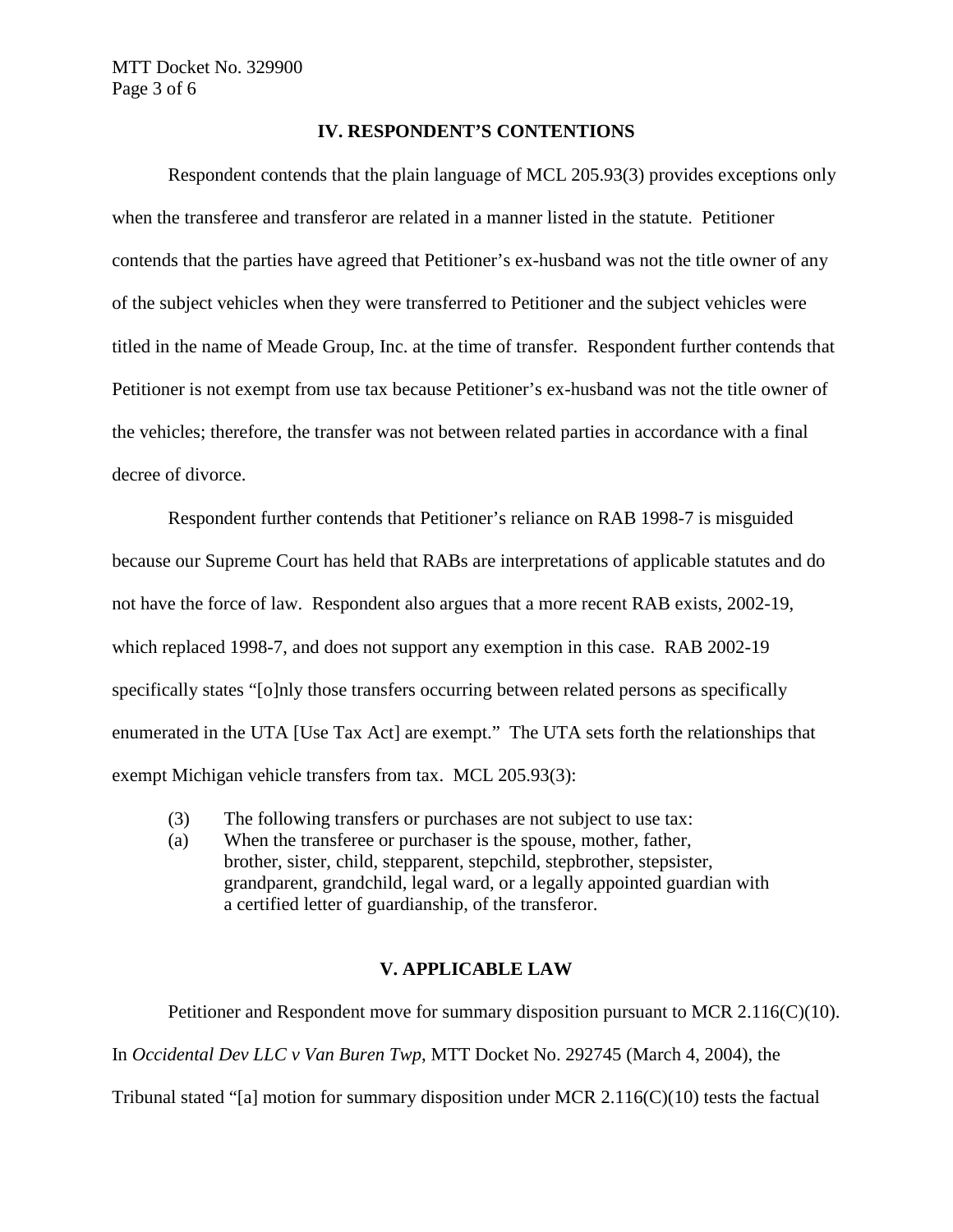## IV. RESPONDENT'S CONTENTIONS

Respondent contends that the plain language of MCL 205.93(3) provides exceptions only when the transferee and transferor are related in a manner listed in the statute. Petitioner contends that the parties have agreed that Petitioner's ex-husband was not the title owner of any of the subject vehicles when they were transferred to Petitioner and the subject vehicles were titled in the name of Meade Group, Inc. at the time of transfer. Respondent further contends that Petitioner is not exempt from use tax because Petitioner's ex-husband was not the title owner of the vehicles; therefore, the transfer was not between related parties in accordance with a final decree of divorce.

Respondent further contends that Petitioner's reliance on RAB 1998-7 is misguided because our Supreme Court has held that RABs are interpretations of applicable statutes and do not have the force of law. Respondent also argues that a more recent RAB exists, 2002-19, which replaced 1998-7, and does not support any exemption in this case. RAB 2002-19 specifically states "[o]nly those transfers occurring between related persons as specifically enumerated in the UTA [Use Tax Act] are exempt." The UTA sets forth the relationships that exempt Michigan vehicle transfers from tax. MCL 205.93(3):

> (3) The following transfers or purchases are not subject to use tax:
>
> (a) When the transferee or purchaser is the spouse, mother, father, brother, sister, child, stepparent, stepchild, stepbrother, stepsister, grandparent, grandchild, legal ward, or a legally appointed guardian with a certified letter of guardianship, of the transferor.

## V. APPLICABLE LAW

Petitioner and Respondent move for summary disposition pursuant to MCR 2.116(C)(10). In *Occidental Dev LLC v Van Buren Twp*, MTT Docket No. 292745 (March 4, 2004), the Tribunal stated "[a] motion for summary disposition under MCR 2.116(C)(10) tests the factual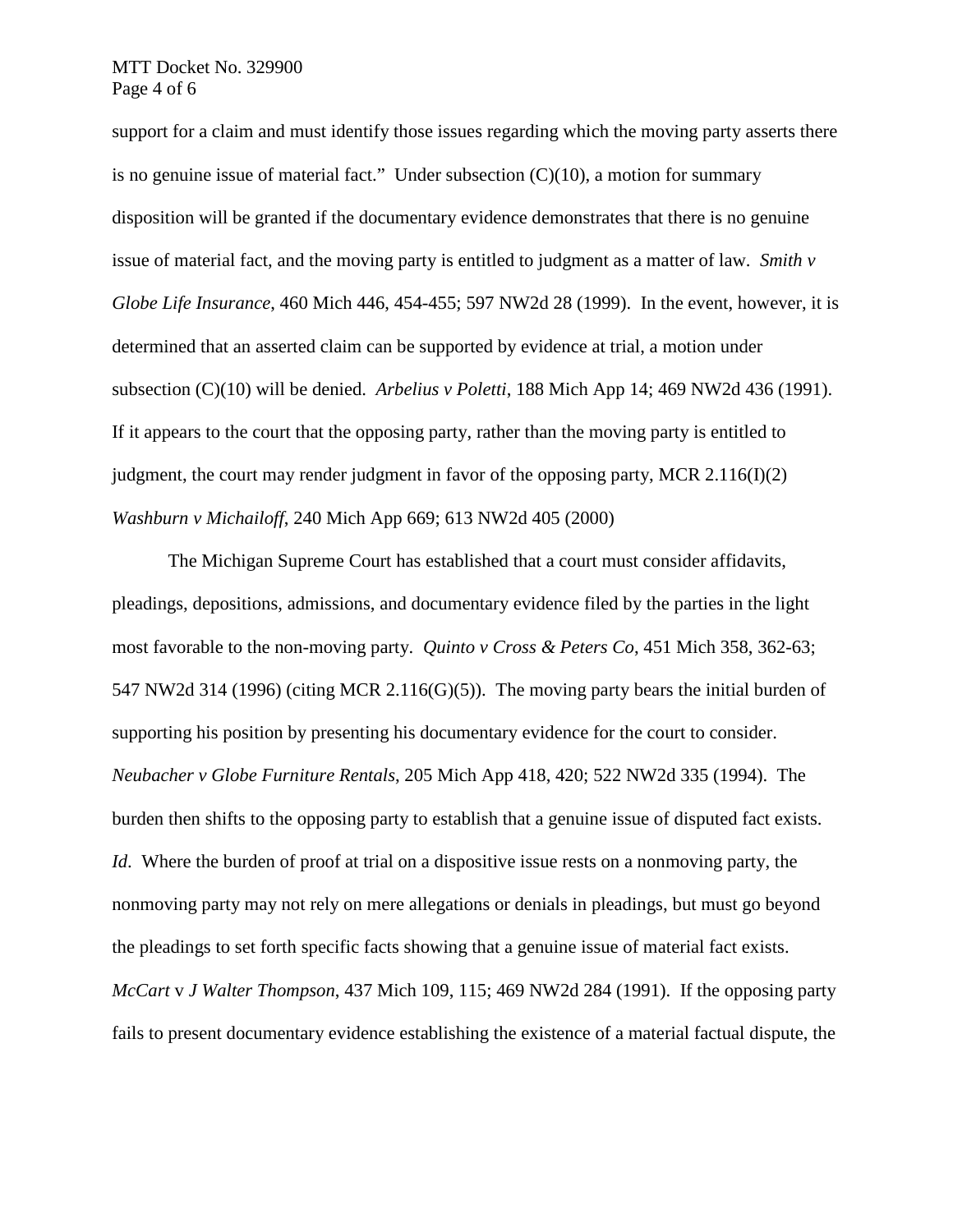support for a claim and must identify those issues regarding which the moving party asserts there is no genuine issue of material fact." Under subsection (C)(10), a motion for summary disposition will be granted if the documentary evidence demonstrates that there is no genuine issue of material fact, and the moving party is entitled to judgment as a matter of law. *Smith v Globe Life Insurance*, 460 Mich 446, 454-455; 597 NW2d 28 (1999). In the event, however, it is determined that an asserted claim can be supported by evidence at trial, a motion under subsection (C)(10) will be denied. *Arbelius v Poletti*, 188 Mich App 14; 469 NW2d 436 (1991). If it appears to the court that the opposing party, rather than the moving party is entitled to judgment, the court may render judgment in favor of the opposing party, MCR 2.116(I)(2) *Washburn v Michailoff*, 240 Mich App 669; 613 NW2d 405 (2000)

The Michigan Supreme Court has established that a court must consider affidavits, pleadings, depositions, admissions, and documentary evidence filed by the parties in the light most favorable to the non-moving party. *Quinto v Cross & Peters Co*, 451 Mich 358, 362-63; 547 NW2d 314 (1996) (citing MCR 2.116(G)(5)). The moving party bears the initial burden of supporting his position by presenting his documentary evidence for the court to consider. *Neubacher v Globe Furniture Rentals*, 205 Mich App 418, 420; 522 NW2d 335 (1994). The burden then shifts to the opposing party to establish that a genuine issue of disputed fact exists. *Id*. Where the burden of proof at trial on a dispositive issue rests on a nonmoving party, the nonmoving party may not rely on mere allegations or denials in pleadings, but must go beyond the pleadings to set forth specific facts showing that a genuine issue of material fact exists. *McCart* v *J Walter Thompson*, 437 Mich 109, 115; 469 NW2d 284 (1991). If the opposing party fails to present documentary evidence establishing the existence of a material factual dispute, the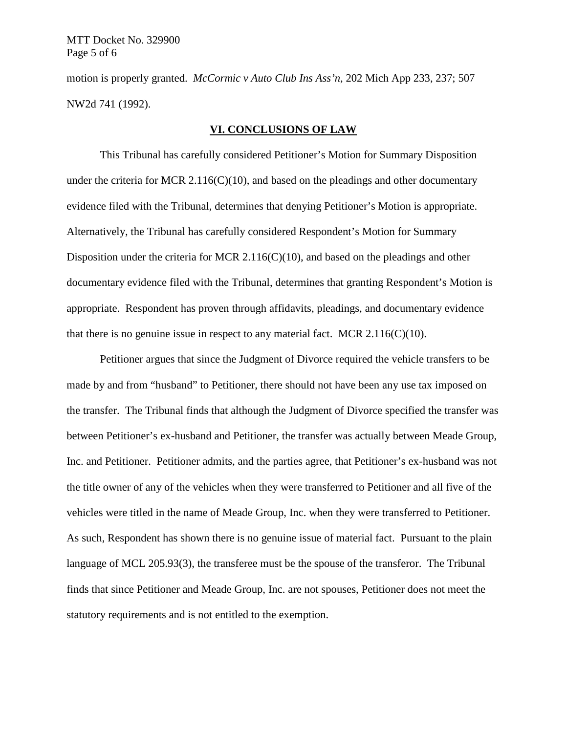motion is properly granted. *McCormic v Auto Club Ins Ass'n*, 202 Mich App 233, 237; 507 NW2d 741 (1992).

## VI. CONCLUSIONS OF LAW

This Tribunal has carefully considered Petitioner's Motion for Summary Disposition under the criteria for MCR 2.116(C)(10), and based on the pleadings and other documentary evidence filed with the Tribunal, determines that denying Petitioner's Motion is appropriate. Alternatively, the Tribunal has carefully considered Respondent's Motion for Summary Disposition under the criteria for MCR 2.116(C)(10), and based on the pleadings and other documentary evidence filed with the Tribunal, determines that granting Respondent's Motion is appropriate. Respondent has proven through affidavits, pleadings, and documentary evidence that there is no genuine issue in respect to any material fact. MCR 2.116(C)(10).

Petitioner argues that since the Judgment of Divorce required the vehicle transfers to be made by and from "husband" to Petitioner, there should not have been any use tax imposed on the transfer. The Tribunal finds that although the Judgment of Divorce specified the transfer was between Petitioner's ex-husband and Petitioner, the transfer was actually between Meade Group, Inc. and Petitioner. Petitioner admits, and the parties agree, that Petitioner's ex-husband was not the title owner of any of the vehicles when they were transferred to Petitioner and all five of the vehicles were titled in the name of Meade Group, Inc. when they were transferred to Petitioner. As such, Respondent has shown there is no genuine issue of material fact. Pursuant to the plain language of MCL 205.93(3), the transferee must be the spouse of the transferor. The Tribunal finds that since Petitioner and Meade Group, Inc. are not spouses, Petitioner does not meet the statutory requirements and is not entitled to the exemption.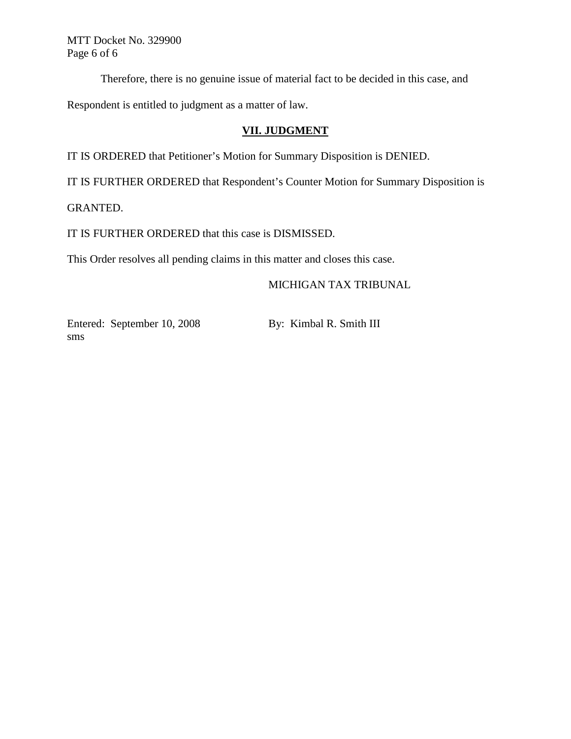Therefore, there is no genuine issue of material fact to be decided in this case, and Respondent is entitled to judgment as a matter of law.

## VII. JUDGMENT

IT IS ORDERED that Petitioner's Motion for Summary Disposition is DENIED.

IT IS FURTHER ORDERED that Respondent's Counter Motion for Summary Disposition is GRANTED.

IT IS FURTHER ORDERED that this case is DISMISSED.

This Order resolves all pending claims in this matter and closes this case.

MICHIGAN TAX TRIBUNAL

Entered: September 10, 2008
sms

By: Kimbal R. Smith III